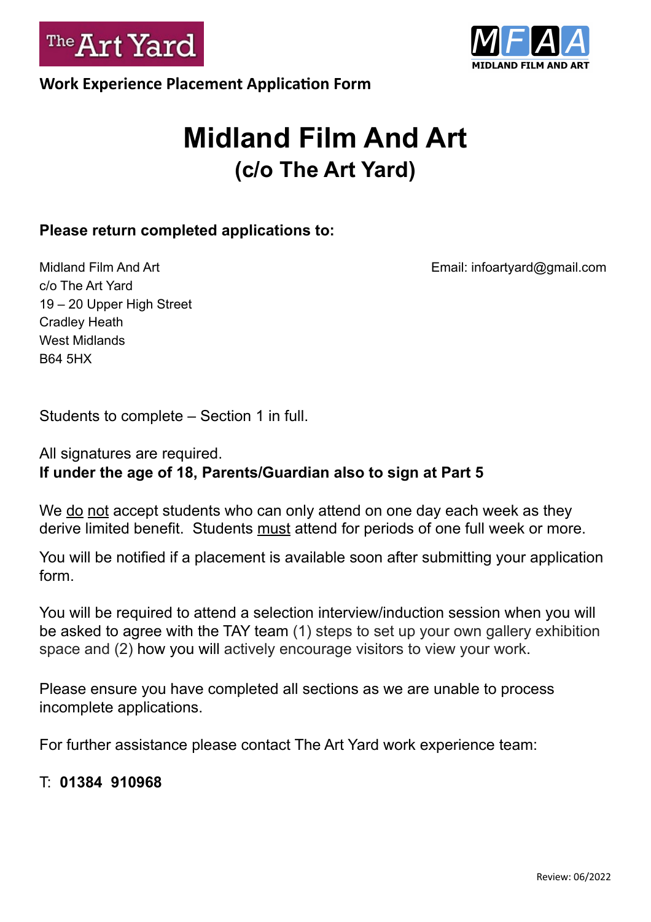The Art Yard

MFAA
MIDLAND FILM AND ART

**Work Experience Placement Application Form**

# Midland Film And Art
## (c/o The Art Yard)

**Please return completed applications to:**

Midland Film And Art
c/o The Art Yard
19 – 20 Upper High Street
Cradley Heath
West Midlands
B64 5HX

Email: infoartyard@gmail.com

Students to complete – Section 1 in full.

All signatures are required.
**If under the age of 18, Parents/Guardian also to sign at Part 5**

We <u>do</u> <u>not</u> accept students who can only attend on one day each week as they derive limited benefit. Students <u>must</u> attend for periods of one full week or more.

You will be notified if a placement is available soon after submitting your application form.

You will be required to attend a selection interview/induction session when you will be asked to agree with the TAY team (1) steps to set up your own gallery exhibition space and (2) how you will actively encourage visitors to view your work.

Please ensure you have completed all sections as we are unable to process incomplete applications.

For further assistance please contact The Art Yard work experience team:

T: **01384 910968**

Review: 06/2022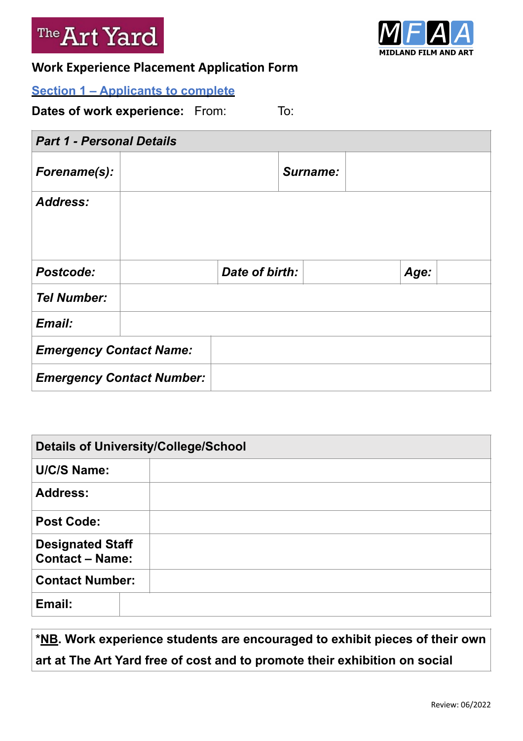The Art Yard

MFAA MIDLAND FILM AND ART

**Work Experience Placement Application Form**

**Section 1 – Applicants to complete**

**Dates of work experience:** From: To:

| ***Part 1 - Personal Details*** | | | | | |
|---|---|---|---|---|---|
| ***Forename(s):*** | | | ***Surname:*** | | |
| ***Address:*** | | | | | |
| ***Postcode:*** | | ***Date of birth:*** | | ***Age:*** | |
| ***Tel Number:*** | | | | | |
| ***Email:*** | | | | | |
| ***Emergency Contact Name:*** | | | | | |
| ***Emergency Contact Number:*** | | | | | |

| **Details of University/College/School** | |
|---|---|
| **U/C/S Name:** | |
| **Address:** | |
| **Post Code:** | |
| **Designated Staff Contact – Name:** | |
| **Contact Number:** | |
| **Email:** | |

***NB**. Work experience students are encouraged to exhibit pieces of their own art at The Art Yard free of cost and to promote their exhibition on social**

Review: 06/2022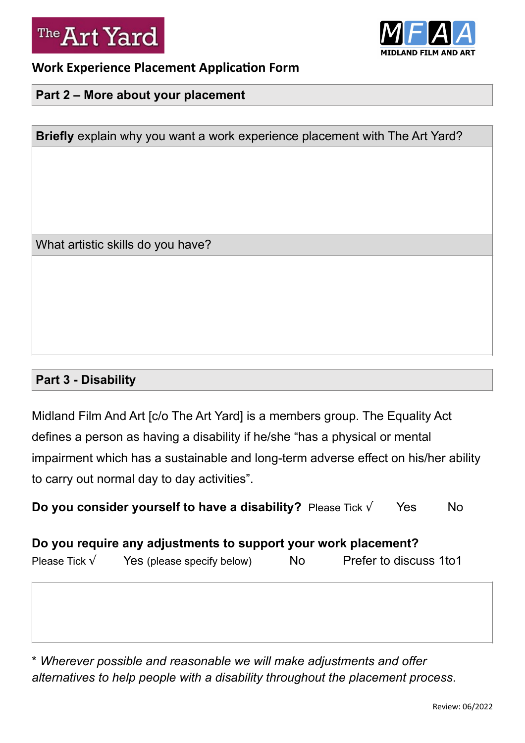The Art Yard

MFAA MIDLAND FILM AND ART

## Work Experience Placement Application Form

### Part 2 – More about your placement

**Briefly** explain why you want a work experience placement with The Art Yard?

What artistic skills do you have?

### Part 3 - Disability

Midland Film And Art [c/o The Art Yard] is a members group. The Equality Act defines a person as having a disability if he/she "has a physical or mental impairment which has a sustainable and long-term adverse effect on his/her ability to carry out normal day to day activities".

**Do you consider yourself to have a disability?** Please Tick √ Yes No

**Do you require any adjustments to support your work placement?**
Please Tick √ Yes (please specify below) No Prefer to discuss 1to1

* *Wherever possible and reasonable we will make adjustments and offer alternatives to help people with a disability throughout the placement process*.

Review: 06/2022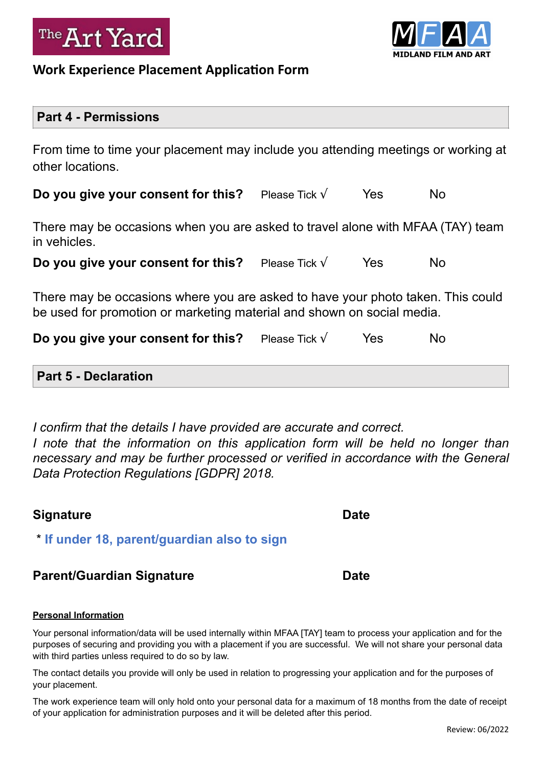The Art Yard

MFAA
MIDLAND FILM AND ART

**Work Experience Placement Application Form**

## Part 4 - Permissions

From time to time your placement may include you attending meetings or working at other locations.

**Do you give your consent for this?** Please Tick √ Yes No

There may be occasions when you are asked to travel alone with MFAA (TAY) team in vehicles.

**Do you give your consent for this?** Please Tick √ Yes No

There may be occasions where you are asked to have your photo taken. This could be used for promotion or marketing material and shown on social media.

**Do you give your consent for this?** Please Tick √ Yes No

## Part 5 - Declaration

*I confirm that the details I have provided are accurate and correct.*
*I note that the information on this application form will be held no longer than necessary and may be further processed or verified in accordance with the General Data Protection Regulations [GDPR] 2018.*

**Signature** **Date**

* **If under 18, parent/guardian also to sign**

**Parent/Guardian Signature** **Date**

**Personal Information**

Your personal information/data will be used internally within MFAA [TAY] team to process your application and for the purposes of securing and providing you with a placement if you are successful. We will not share your personal data with third parties unless required to do so by law.

The contact details you provide will only be used in relation to progressing your application and for the purposes of your placement.

The work experience team will only hold onto your personal data for a maximum of 18 months from the date of receipt of your application for administration purposes and it will be deleted after this period.

Review: 06/2022